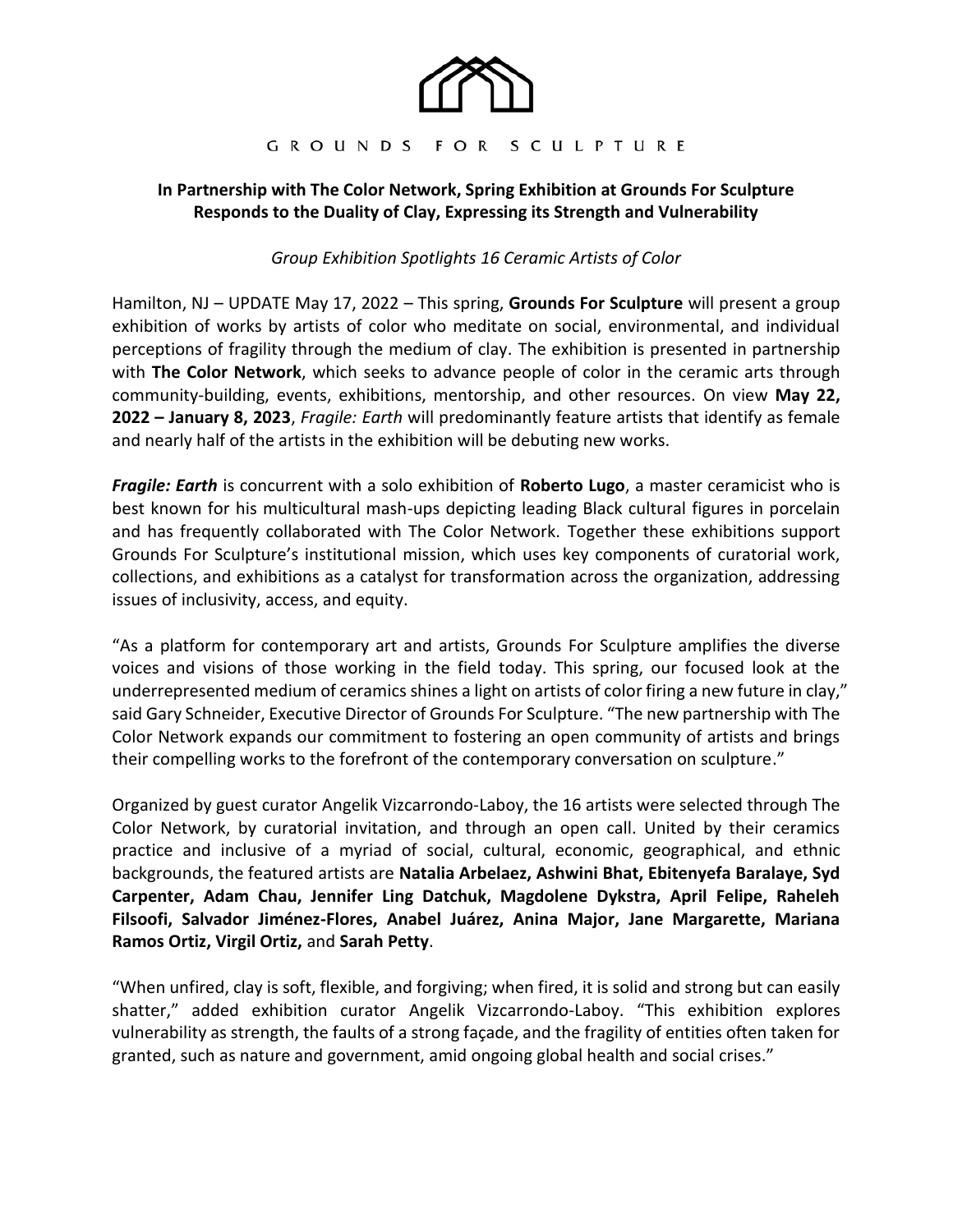GROUNDS FOR SCULPTURE

**In Partnership with The Color Network, Spring Exhibition at Grounds For Sculpture Responds to the Duality of Clay, Expressing its Strength and Vulnerability**

*Group Exhibition Spotlights 16 Ceramic Artists of Color*

Hamilton, NJ – UPDATE May 17, 2022 – This spring, **Grounds For Sculpture** will present a group exhibition of works by artists of color who meditate on social, environmental, and individual perceptions of fragility through the medium of clay. The exhibition is presented in partnership with **The Color Network**, which seeks to advance people of color in the ceramic arts through community-building, events, exhibitions, mentorship, and other resources. On view **May 22, 2022 – January 8, 2023**, *Fragile: Earth* will predominantly feature artists that identify as female and nearly half of the artists in the exhibition will be debuting new works.

***Fragile: Earth*** is concurrent with a solo exhibition of **Roberto Lugo**, a master ceramicist who is best known for his multicultural mash-ups depicting leading Black cultural figures in porcelain and has frequently collaborated with The Color Network. Together these exhibitions support Grounds For Sculpture's institutional mission, which uses key components of curatorial work, collections, and exhibitions as a catalyst for transformation across the organization, addressing issues of inclusivity, access, and equity.

"As a platform for contemporary art and artists, Grounds For Sculpture amplifies the diverse voices and visions of those working in the field today. This spring, our focused look at the underrepresented medium of ceramics shines a light on artists of color firing a new future in clay," said Gary Schneider, Executive Director of Grounds For Sculpture. "The new partnership with The Color Network expands our commitment to fostering an open community of artists and brings their compelling works to the forefront of the contemporary conversation on sculpture."

Organized by guest curator Angelik Vizcarrondo-Laboy, the 16 artists were selected through The Color Network, by curatorial invitation, and through an open call. United by their ceramics practice and inclusive of a myriad of social, cultural, economic, geographical, and ethnic backgrounds, the featured artists are **Natalia Arbelaez, Ashwini Bhat, Ebitenyefa Baralaye, Syd Carpenter, Adam Chau, Jennifer Ling Datchuk, Magdolene Dykstra, April Felipe, Raheleh Filsoofi, Salvador Jiménez-Flores, Anabel Juárez, Anina Major, Jane Margarette, Mariana Ramos Ortiz, Virgil Ortiz,** and **Sarah Petty**.

"When unfired, clay is soft, flexible, and forgiving; when fired, it is solid and strong but can easily shatter," added exhibition curator Angelik Vizcarrondo-Laboy. "This exhibition explores vulnerability as strength, the faults of a strong façade, and the fragility of entities often taken for granted, such as nature and government, amid ongoing global health and social crises."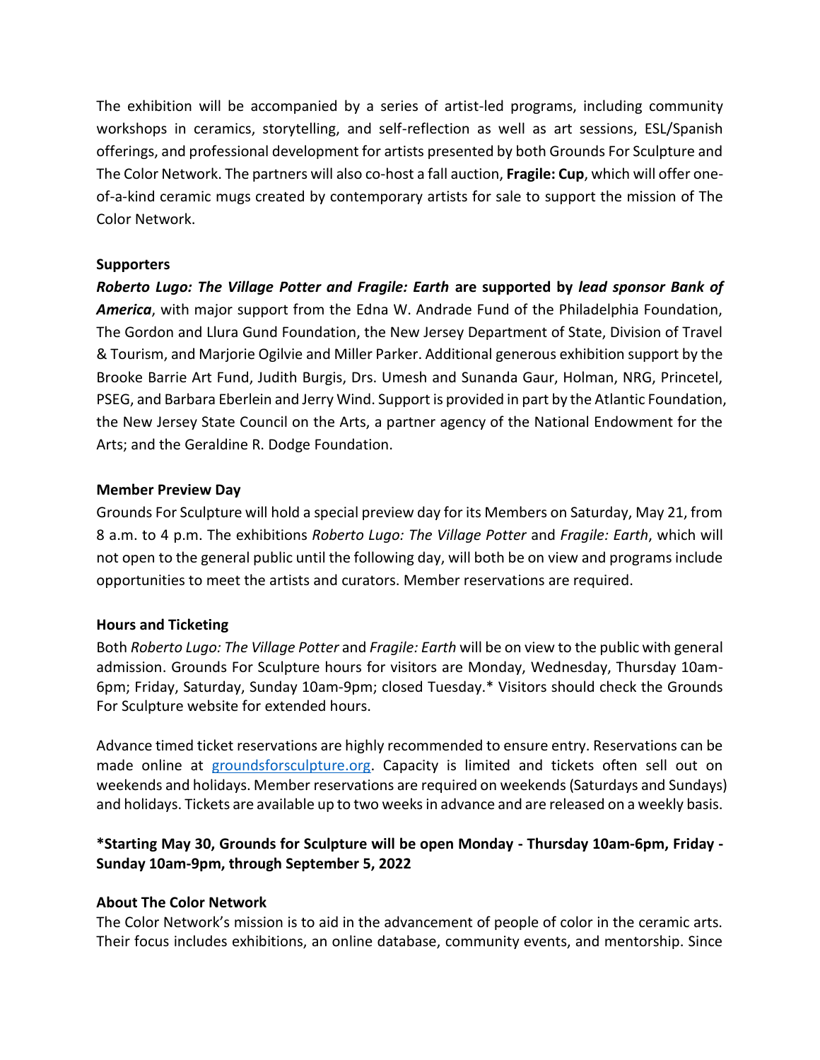The exhibition will be accompanied by a series of artist-led programs, including community workshops in ceramics, storytelling, and self-reflection as well as art sessions, ESL/Spanish offerings, and professional development for artists presented by both Grounds For Sculpture and The Color Network. The partners will also co-host a fall auction, **Fragile: Cup**, which will offer one-of-a-kind ceramic mugs created by contemporary artists for sale to support the mission of The Color Network.

**Supporters**

***Roberto Lugo: The Village Potter and Fragile: Earth*** **are supported by** ***lead sponsor Bank of America***, with major support from the Edna W. Andrade Fund of the Philadelphia Foundation, The Gordon and Llura Gund Foundation, the New Jersey Department of State, Division of Travel & Tourism, and Marjorie Ogilvie and Miller Parker. Additional generous exhibition support by the Brooke Barrie Art Fund, Judith Burgis, Drs. Umesh and Sunanda Gaur, Holman, NRG, Princetel, PSEG, and Barbara Eberlein and Jerry Wind. Support is provided in part by the Atlantic Foundation, the New Jersey State Council on the Arts, a partner agency of the National Endowment for the Arts; and the Geraldine R. Dodge Foundation.

**Member Preview Day**

Grounds For Sculpture will hold a special preview day for its Members on Saturday, May 21, from 8 a.m. to 4 p.m. The exhibitions *Roberto Lugo: The Village Potter* and *Fragile: Earth*, which will not open to the general public until the following day, will both be on view and programs include opportunities to meet the artists and curators. Member reservations are required.

**Hours and Ticketing**

Both *Roberto Lugo: The Village Potter* and *Fragile: Earth* will be on view to the public with general admission. Grounds For Sculpture hours for visitors are Monday, Wednesday, Thursday 10am-6pm; Friday, Saturday, Sunday 10am-9pm; closed Tuesday.* Visitors should check the Grounds For Sculpture website for extended hours.

Advance timed ticket reservations are highly recommended to ensure entry. Reservations can be made online at [groundsforsculpture.org](groundsforsculpture.org). Capacity is limited and tickets often sell out on weekends and holidays. Member reservations are required on weekends (Saturdays and Sundays) and holidays. Tickets are available up to two weeks in advance and are released on a weekly basis.

**\*Starting May 30, Grounds for Sculpture will be open Monday - Thursday 10am-6pm, Friday - Sunday 10am-9pm, through September 5, 2022**

**About The Color Network**

The Color Network's mission is to aid in the advancement of people of color in the ceramic arts. Their focus includes exhibitions, an online database, community events, and mentorship. Since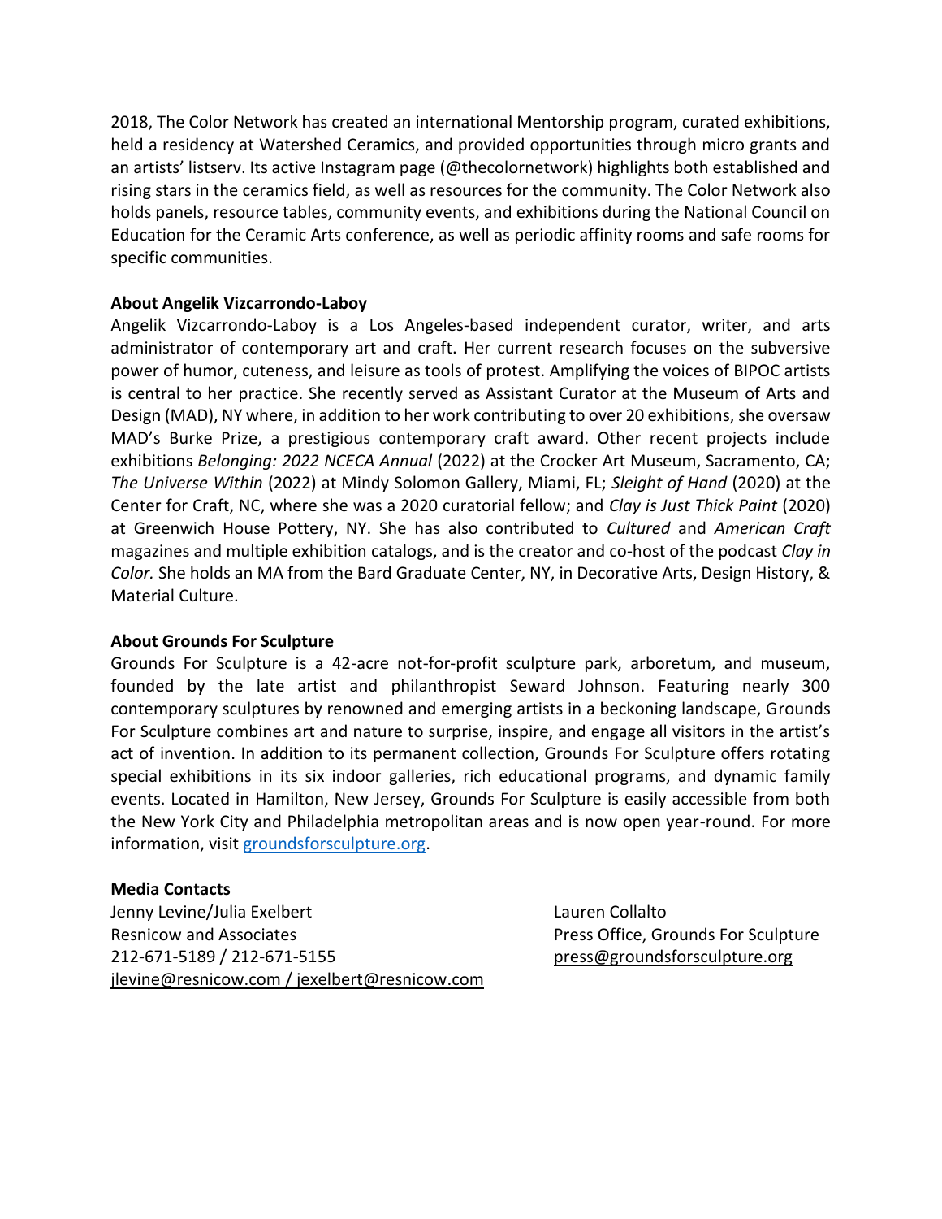2018, The Color Network has created an international Mentorship program, curated exhibitions, held a residency at Watershed Ceramics, and provided opportunities through micro grants and an artists' listserv. Its active Instagram page (@thecolornetwork) highlights both established and rising stars in the ceramics field, as well as resources for the community. The Color Network also holds panels, resource tables, community events, and exhibitions during the National Council on Education for the Ceramic Arts conference, as well as periodic affinity rooms and safe rooms for specific communities.

**About Angelik Vizcarrondo-Laboy**
Angelik Vizcarrondo-Laboy is a Los Angeles-based independent curator, writer, and arts administrator of contemporary art and craft. Her current research focuses on the subversive power of humor, cuteness, and leisure as tools of protest. Amplifying the voices of BIPOC artists is central to her practice. She recently served as Assistant Curator at the Museum of Arts and Design (MAD), NY where, in addition to her work contributing to over 20 exhibitions, she oversaw MAD's Burke Prize, a prestigious contemporary craft award. Other recent projects include exhibitions *Belonging: 2022 NCECA Annual* (2022) at the Crocker Art Museum, Sacramento, CA; *The Universe Within* (2022) at Mindy Solomon Gallery, Miami, FL; *Sleight of Hand* (2020) at the Center for Craft, NC, where she was a 2020 curatorial fellow; and *Clay is Just Thick Paint* (2020) at Greenwich House Pottery, NY. She has also contributed to *Cultured* and *American Craft* magazines and multiple exhibition catalogs, and is the creator and co-host of the podcast *Clay in Color.* She holds an MA from the Bard Graduate Center, NY, in Decorative Arts, Design History, & Material Culture.

**About Grounds For Sculpture**
Grounds For Sculpture is a 42-acre not-for-profit sculpture park, arboretum, and museum, founded by the late artist and philanthropist Seward Johnson. Featuring nearly 300 contemporary sculptures by renowned and emerging artists in a beckoning landscape, Grounds For Sculpture combines art and nature to surprise, inspire, and engage all visitors in the artist's act of invention. In addition to its permanent collection, Grounds For Sculpture offers rotating special exhibitions in its six indoor galleries, rich educational programs, and dynamic family events. Located in Hamilton, New Jersey, Grounds For Sculpture is easily accessible from both the New York City and Philadelphia metropolitan areas and is now open year-round. For more information, visit groundsforsculpture.org.

**Media Contacts**
Jenny Levine/Julia Exelbert
Resnicow and Associates
212-671-5189 / 212-671-5155
jlevine@resnicow.com / jexelbert@resnicow.com

Lauren Collalto
Press Office, Grounds For Sculpture
press@groundsforsculpture.org